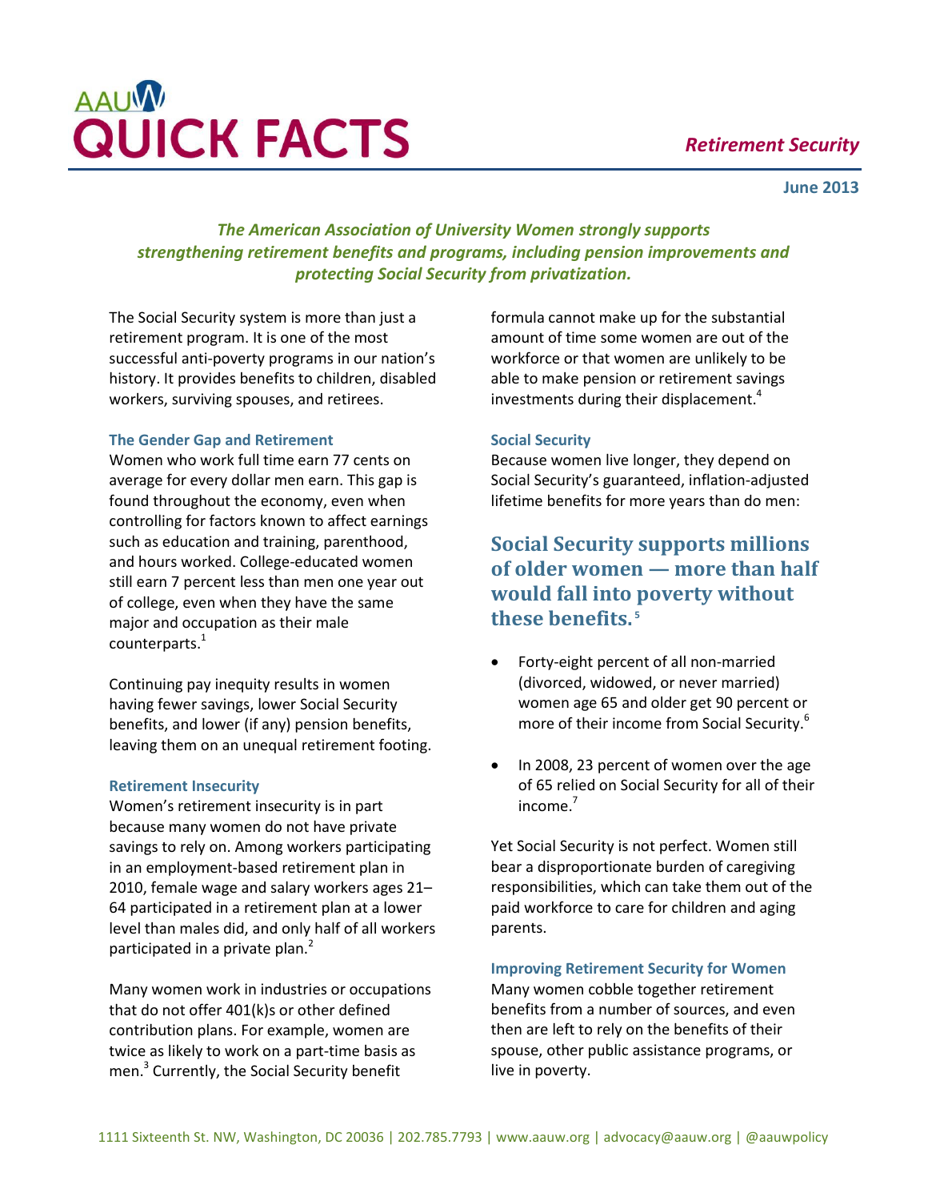# AAUW QUICK FACTS

*Retirement Security*

**June 2013**

***The American Association of University Women strongly supports strengthening retirement benefits and programs, including pension improvements and protecting Social Security from privatization.***

The Social Security system is more than just a retirement program. It is one of the most successful anti-poverty programs in our nation's history. It provides benefits to children, disabled workers, surviving spouses, and retirees.

### The Gender Gap and Retirement

Women who work full time earn 77 cents on average for every dollar men earn. This gap is found throughout the economy, even when controlling for factors known to affect earnings such as education and training, parenthood, and hours worked. College-educated women still earn 7 percent less than men one year out of college, even when they have the same major and occupation as their male counterparts.[1]

Continuing pay inequity results in women having fewer savings, lower Social Security benefits, and lower (if any) pension benefits, leaving them on an unequal retirement footing.

### Retirement Insecurity

Women's retirement insecurity is in part because many women do not have private savings to rely on. Among workers participating in an employment-based retirement plan in 2010, female wage and salary workers ages 21–64 participated in a retirement plan at a lower level than males did, and only half of all workers participated in a private plan.[2]

Many women work in industries or occupations that do not offer 401(k)s or other defined contribution plans. For example, women are twice as likely to work on a part-time basis as men.[3] Currently, the Social Security benefit formula cannot make up for the substantial amount of time some women are out of the workforce or that women are unlikely to be able to make pension or retirement savings investments during their displacement.[4]

### Social Security

Because women live longer, they depend on Social Security's guaranteed, inflation-adjusted lifetime benefits for more years than do men:

## Social Security supports millions of older women — more than half would fall into poverty without these benefits.[5]

- Forty-eight percent of all non-married (divorced, widowed, or never married) women age 65 and older get 90 percent or more of their income from Social Security.[6]
- In 2008, 23 percent of women over the age of 65 relied on Social Security for all of their income.[7]

Yet Social Security is not perfect. Women still bear a disproportionate burden of caregiving responsibilities, which can take them out of the paid workforce to care for children and aging parents.

### Improving Retirement Security for Women

Many women cobble together retirement benefits from a number of sources, and even then are left to rely on the benefits of their spouse, other public assistance programs, or live in poverty.

1111 Sixteenth St. NW, Washington, DC 20036 | 202.785.7793 | www.aauw.org | advocacy@aauw.org | @aauwpolicy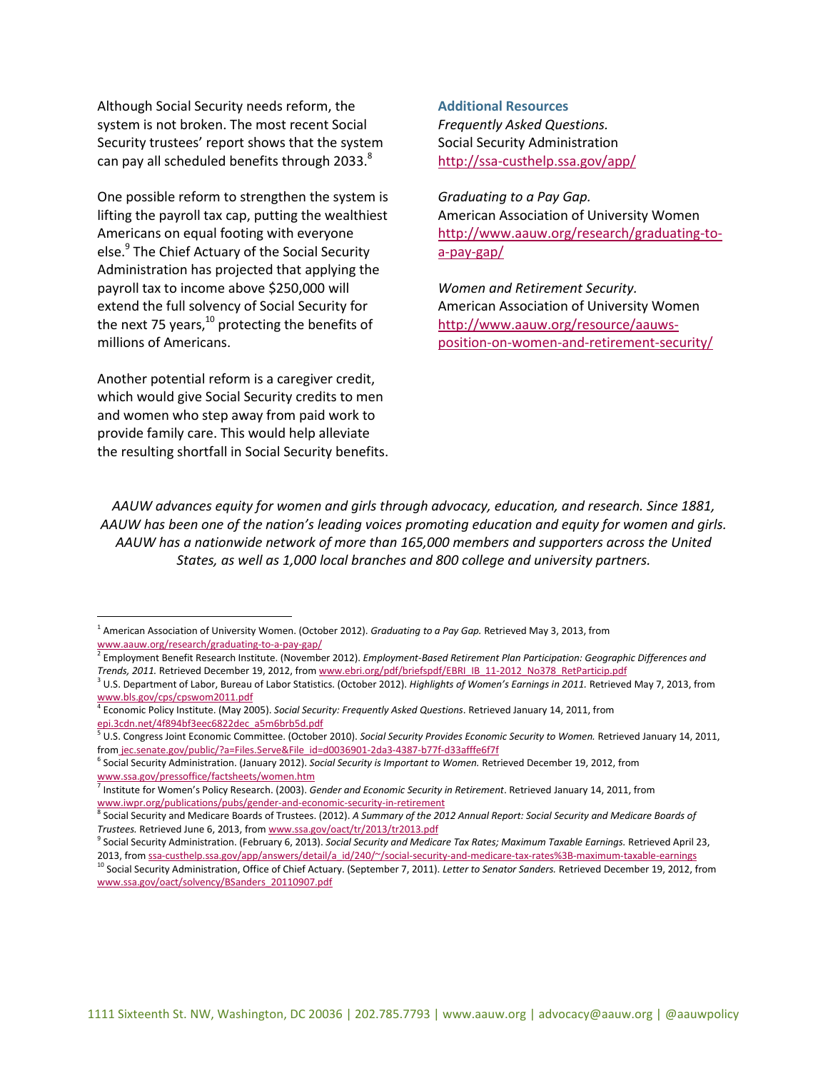Although Social Security needs reform, the system is not broken. The most recent Social Security trustees' report shows that the system can pay all scheduled benefits through 2033.[8]

One possible reform to strengthen the system is lifting the payroll tax cap, putting the wealthiest Americans on equal footing with everyone else.[9] The Chief Actuary of the Social Security Administration has projected that applying the payroll tax to income above $250,000 will extend the full solvency of Social Security for the next 75 years,[10] protecting the benefits of millions of Americans.

Another potential reform is a caregiver credit, which would give Social Security credits to men and women who step away from paid work to provide family care. This would help alleviate the resulting shortfall in Social Security benefits.

### Additional Resources

*Frequently Asked Questions.*
Social Security Administration
http://ssa-custhelp.ssa.gov/app/

*Graduating to a Pay Gap.*
American Association of University Women
http://www.aauw.org/research/graduating-to-a-pay-gap/

*Women and Retirement Security.*
American Association of University Women
http://www.aauw.org/resource/aauws-position-on-women-and-retirement-security/

*AAUW advances equity for women and girls through advocacy, education, and research. Since 1881, AAUW has been one of the nation's leading voices promoting education and equity for women and girls. AAUW has a nationwide network of more than 165,000 members and supporters across the United States, as well as 1,000 local branches and 800 college and university partners.*

---

[1] American Association of University Women. (October 2012). *Graduating to a Pay Gap.* Retrieved May 3, 2013, from www.aauw.org/research/graduating-to-a-pay-gap/

[2] Employment Benefit Research Institute. (November 2012). *Employment-Based Retirement Plan Participation: Geographic Differences and Trends, 2011.* Retrieved December 19, 2012, from www.ebri.org/pdf/briefspdf/EBRI_IB_11-2012_No378_RetParticip.pdf

[3] U.S. Department of Labor, Bureau of Labor Statistics. (October 2012). *Highlights of Women's Earnings in 2011.* Retrieved May 7, 2013, from www.bls.gov/cps/cpswom2011.pdf

[4] Economic Policy Institute. (May 2005). *Social Security: Frequently Asked Questions*. Retrieved January 14, 2011, from epi.3cdn.net/4f894bf3eec6822dec_a5m6brb5d.pdf

[5] U.S. Congress Joint Economic Committee. (October 2010). *Social Security Provides Economic Security to Women.* Retrieved January 14, 2011, from jec.senate.gov/public/?a=Files.Serve&File_id=d0036901-2da3-4387-b77f-d33afffe6f7f

[6] Social Security Administration. (January 2012). *Social Security is Important to Women.* Retrieved December 19, 2012, from www.ssa.gov/pressoffice/factsheets/women.htm

[7] Institute for Women's Policy Research. (2003). *Gender and Economic Security in Retirement*. Retrieved January 14, 2011, from www.iwpr.org/publications/pubs/gender-and-economic-security-in-retirement

[8] Social Security and Medicare Boards of Trustees. (2012). *A Summary of the 2012 Annual Report: Social Security and Medicare Boards of Trustees.* Retrieved June 6, 2013, from www.ssa.gov/oact/tr/2013/tr2013.pdf

[9] Social Security Administration. (February 6, 2013). *Social Security and Medicare Tax Rates; Maximum Taxable Earnings.* Retrieved April 23, 2013, from ssa-custhelp.ssa.gov/app/answers/detail/a_id/240/~/social-security-and-medicare-tax-rates%3B-maximum-taxable-earnings

[10] Social Security Administration, Office of Chief Actuary. (September 7, 2011). *Letter to Senator Sanders.* Retrieved December 19, 2012, from www.ssa.gov/oact/solvency/BSanders_20110907.pdf

1111 Sixteenth St. NW, Washington, DC 20036 | 202.785.7793 | www.aauw.org | advocacy@aauw.org | @aauwpolicy